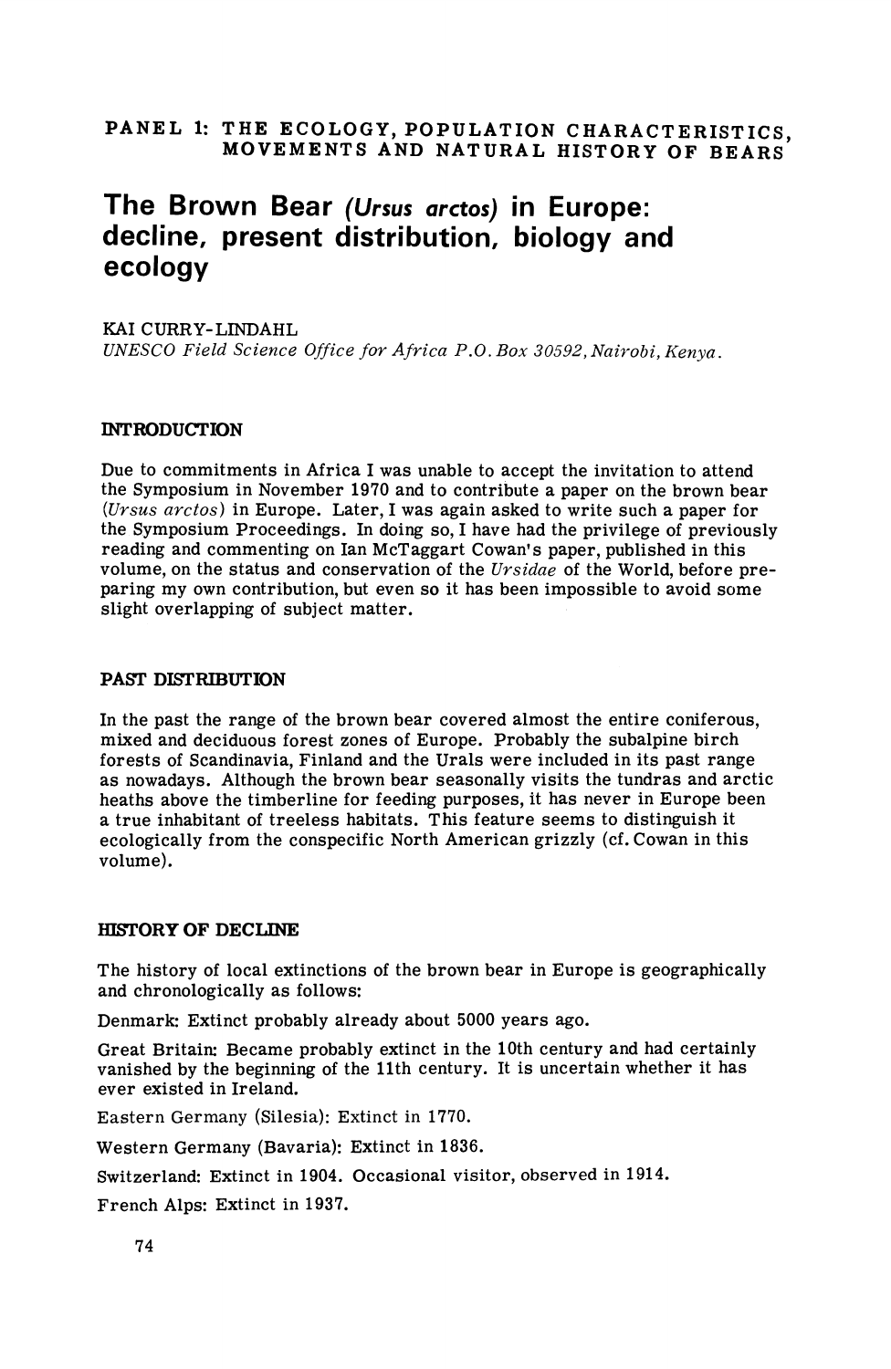PANEL 1: THE ECOLOGY, POPULATION CHARACTERISTICS, MOVEMENTS AND NATURAL HISTORY OF BEARS

# The Brown Bear *(Ursus arctos)* in Europe: decline, present distribution, biology and ecology

KAI CURRY-LINDAHL
*UNESCO Field Science Office for Africa P.O. Box 30592, Nairobi, Kenya.*

## INTRODUCTION

Due to commitments in Africa I was unable to accept the invitation to attend the Symposium in November 1970 and to contribute a paper on the brown bear (*Ursus arctos*) in Europe. Later, I was again asked to write such a paper for the Symposium Proceedings. In doing so, I have had the privilege of previously reading and commenting on Ian McTaggart Cowan's paper, published in this volume, on the status and conservation of the *Ursidae* of the World, before preparing my own contribution, but even so it has been impossible to avoid some slight overlapping of subject matter.

## PAST DISTRIBUTION

In the past the range of the brown bear covered almost the entire coniferous, mixed and deciduous forest zones of Europe. Probably the subalpine birch forests of Scandinavia, Finland and the Urals were included in its past range as nowadays. Although the brown bear seasonally visits the tundras and arctic heaths above the timberline for feeding purposes, it has never in Europe been a true inhabitant of treeless habitats. This feature seems to distinguish it ecologically from the conspecific North American grizzly (cf. Cowan in this volume).

## HISTORY OF DECLINE

The history of local extinctions of the brown bear in Europe is geographically and chronologically as follows:

Denmark: Extinct probably already about 5000 years ago.

Great Britain: Became probably extinct in the 10th century and had certainly vanished by the beginning of the 11th century. It is uncertain whether it has ever existed in Ireland.

Eastern Germany (Silesia): Extinct in 1770.

Western Germany (Bavaria): Extinct in 1836.

Switzerland: Extinct in 1904. Occasional visitor, observed in 1914.

French Alps: Extinct in 1937.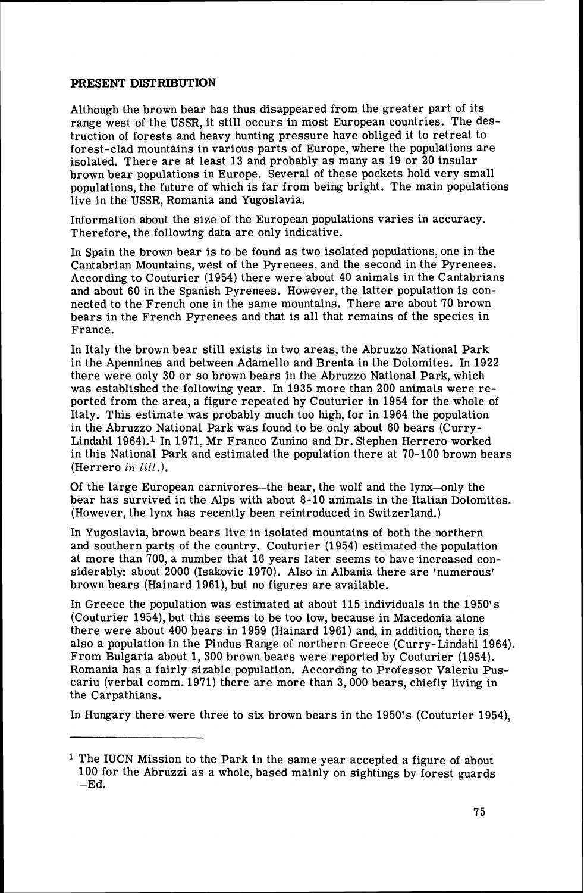## PRESENT DISTRIBUTION

Although the brown bear has thus disappeared from the greater part of its range west of the USSR, it still occurs in most European countries. The destruction of forests and heavy hunting pressure have obliged it to retreat to forest-clad mountains in various parts of Europe, where the populations are isolated. There are at least 13 and probably as many as 19 or 20 insular brown bear populations in Europe. Several of these pockets hold very small populations, the future of which is far from being bright. The main populations live in the USSR, Romania and Yugoslavia.

Information about the size of the European populations varies in accuracy. Therefore, the following data are only indicative.

In Spain the brown bear is to be found as two isolated populations, one in the Cantabrian Mountains, west of the Pyrenees, and the second in the Pyrenees. According to Couturier (1954) there were about 40 animals in the Cantabrians and about 60 in the Spanish Pyrenees. However, the latter population is connected to the French one in the same mountains. There are about 70 brown bears in the French Pyrenees and that is all that remains of the species in France.

In Italy the brown bear still exists in two areas, the Abruzzo National Park in the Apennines and between Adamello and Brenta in the Dolomites. In 1922 there were only 30 or so brown bears in the Abruzzo National Park, which was established the following year. In 1935 more than 200 animals were reported from the area, a figure repeated by Couturier in 1954 for the whole of Italy. This estimate was probably much too high, for in 1964 the population in the Abruzzo National Park was found to be only about 60 bears (Curry-Lindahl 1964).[1] In 1971, Mr Franco Zunino and Dr. Stephen Herrero worked in this National Park and estimated the population there at 70-100 brown bears (Herrero *in litt.*).

Of the large European carnivores—the bear, the wolf and the lynx—only the bear has survived in the Alps with about 8-10 animals in the Italian Dolomites. (However, the lynx has recently been reintroduced in Switzerland.)

In Yugoslavia, brown bears live in isolated mountains of both the northern and southern parts of the country. Couturier (1954) estimated the population at more than 700, a number that 16 years later seems to have increased considerably: about 2000 (Isakovic 1970). Also in Albania there are 'numerous' brown bears (Hainard 1961), but no figures are available.

In Greece the population was estimated at about 115 individuals in the 1950's (Couturier 1954), but this seems to be too low, because in Macedonia alone there were about 400 bears in 1959 (Hainard 1961) and, in addition, there is also a population in the Pindus Range of northern Greece (Curry-Lindahl 1964). From Bulgaria about 1, 300 brown bears were reported by Couturier (1954). Romania has a fairly sizable population. According to Professor Valeriu Puscariu (verbal comm. 1971) there are more than 3, 000 bears, chiefly living in the Carpathians.

In Hungary there were three to six brown bears in the 1950's (Couturier 1954),

---

[1] The IUCN Mission to the Park in the same year accepted a figure of about 100 for the Abruzzi as a whole, based mainly on sightings by forest guards —Ed.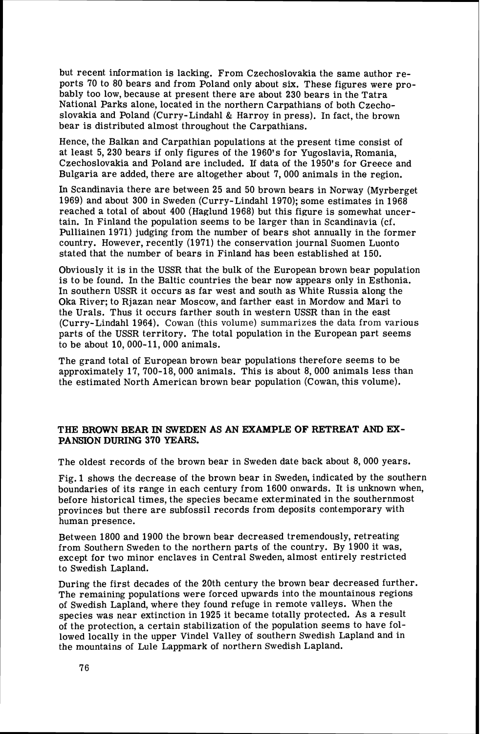but recent information is lacking. From Czechoslovakia the same author reports 70 to 80 bears and from Poland only about six. These figures were probably too low, because at present there are about 230 bears in the Tatra National Parks alone, located in the northern Carpathians of both Czechoslovakia and Poland (Curry-Lindahl & Harroy in press). In fact, the brown bear is distributed almost throughout the Carpathians.

Hence, the Balkan and Carpathian populations at the present time consist of at least 5, 230 bears if only figures of the 1960's for Yugoslavia, Romania, Czechoslovakia and Poland are included. If data of the 1950's for Greece and Bulgaria are added, there are altogether about 7, 000 animals in the region.

In Scandinavia there are between 25 and 50 brown bears in Norway (Myrberget 1969) and about 300 in Sweden (Curry-Lindahl 1970); some estimates in 1968 reached a total of about 400 (Haglund 1968) but this figure is somewhat uncertain. In Finland the population seems to be larger than in Scandinavia (cf. Pulliainen 1971) judging from the number of bears shot annually in the former country. However, recently (1971) the conservation journal Suomen Luonto stated that the number of bears in Finland has been established at 150.

Obviously it is in the USSR that the bulk of the European brown bear population is to be found. In the Baltic countries the bear now appears only in Esthonia. In southern USSR it occurs as far west and south as White Russia along the Oka River; to Rjazan near Moscow, and farther east in Mordow and Mari to the Urals. Thus it occurs farther south in western USSR than in the east (Curry-Lindahl 1964). Cowan (this volume) summarizes the data from various parts of the USSR territory. The total population in the European part seems to be about 10, 000-11, 000 animals.

The grand total of European brown bear populations therefore seems to be approximately 17, 700-18, 000 animals. This is about 8, 000 animals less than the estimated North American brown bear population (Cowan, this volume).

## THE BROWN BEAR IN SWEDEN AS AN EXAMPLE OF RETREAT AND EXPANSION DURING 370 YEARS.

The oldest records of the brown bear in Sweden date back about 8, 000 years.

Fig. 1 shows the decrease of the brown bear in Sweden, indicated by the southern boundaries of its range in each century from 1600 onwards. It is unknown when, before historical times, the species became exterminated in the southernmost provinces but there are subfossil records from deposits contemporary with human presence.

Between 1800 and 1900 the brown bear decreased tremendously, retreating from Southern Sweden to the northern parts of the country. By 1900 it was, except for two minor enclaves in Central Sweden, almost entirely restricted to Swedish Lapland.

During the first decades of the 20th century the brown bear decreased further. The remaining populations were forced upwards into the mountainous regions of Swedish Lapland, where they found refuge in remote valleys. When the species was near extinction in 1925 it became totally protected. As a result of the protection, a certain stabilization of the population seems to have followed locally in the upper Vindel Valley of southern Swedish Lapland and in the mountains of Lule Lappmark of northern Swedish Lapland.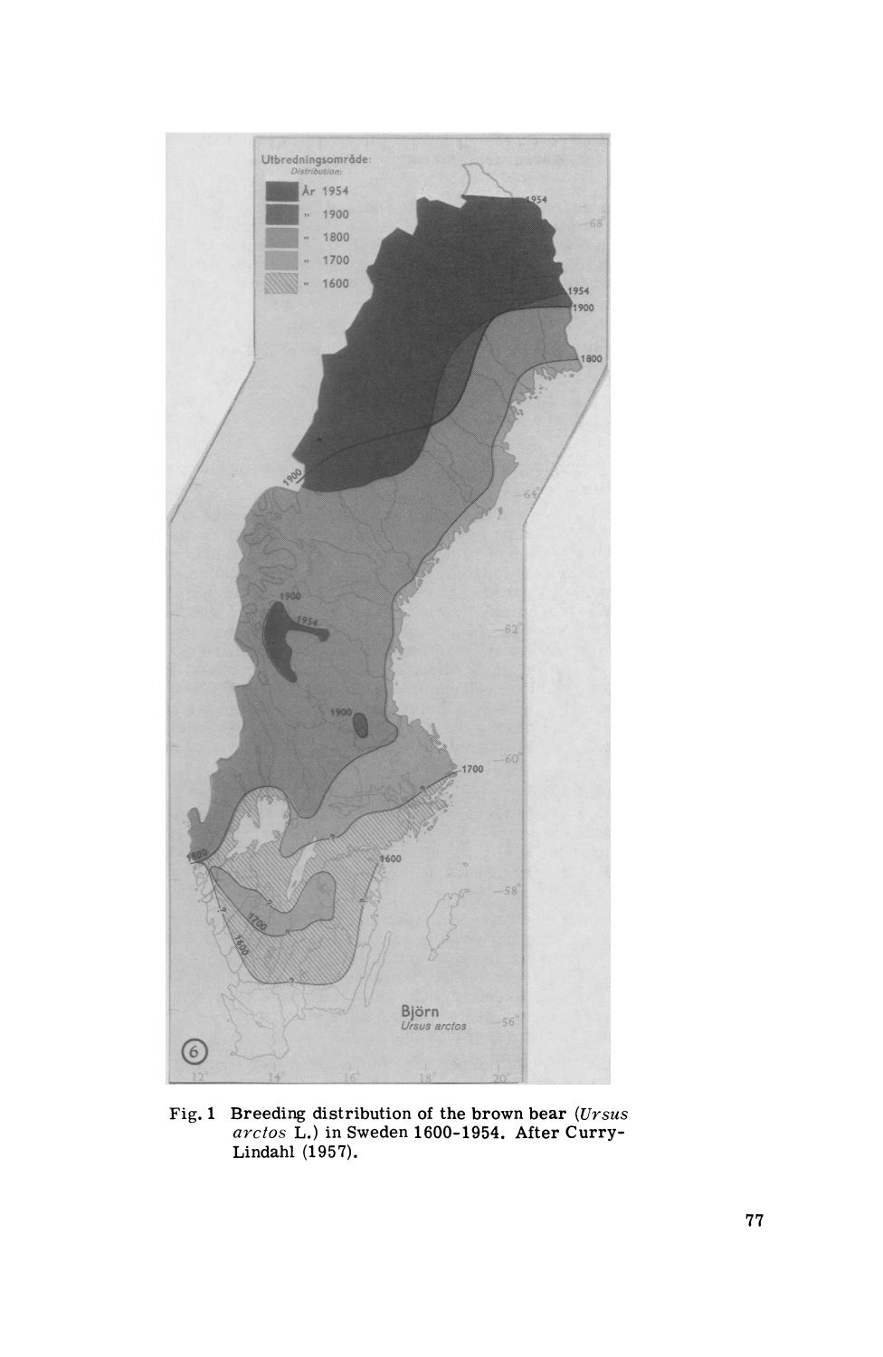Fig. 1 Breeding distribution of the brown bear (*Ursus arctos* L.) in Sweden 1600-1954. After Curry-Lindahl (1957).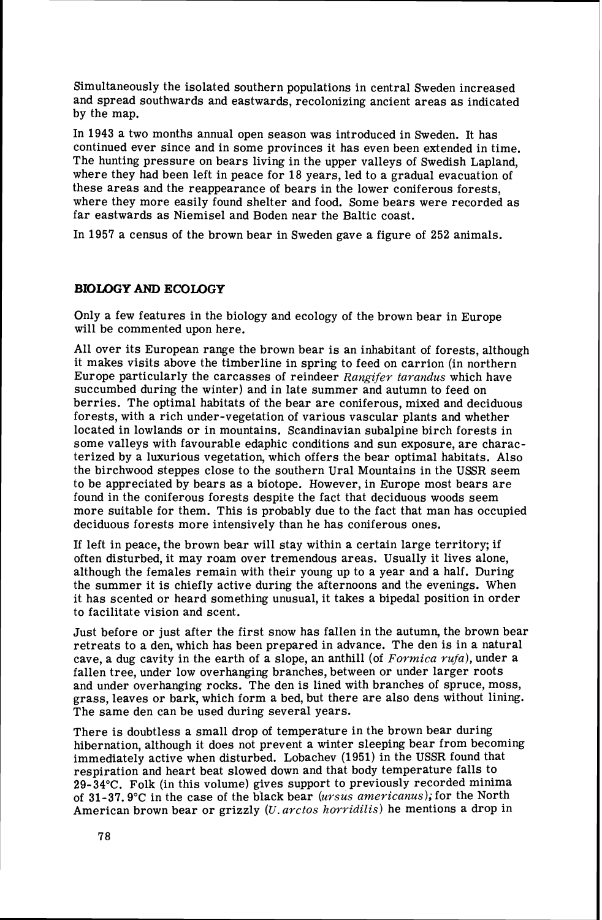Simultaneously the isolated southern populations in central Sweden increased and spread southwards and eastwards, recolonizing ancient areas as indicated by the map.

In 1943 a two months annual open season was introduced in Sweden. It has continued ever since and in some provinces it has even been extended in time. The hunting pressure on bears living in the upper valleys of Swedish Lapland, where they had been left in peace for 18 years, led to a gradual evacuation of these areas and the reappearance of bears in the lower coniferous forests, where they more easily found shelter and food. Some bears were recorded as far eastwards as Niemisel and Boden near the Baltic coast.

In 1957 a census of the brown bear in Sweden gave a figure of 252 animals.

## BIOLOGY AND ECOLOGY

Only a few features in the biology and ecology of the brown bear in Europe will be commented upon here.

All over its European range the brown bear is an inhabitant of forests, although it makes visits above the timberline in spring to feed on carrion (in northern Europe particularly the carcasses of reindeer *Rangifer tarandus* which have succumbed during the winter) and in late summer and autumn to feed on berries. The optimal habitats of the bear are coniferous, mixed and deciduous forests, with a rich under-vegetation of various vascular plants and whether located in lowlands or in mountains. Scandinavian subalpine birch forests in some valleys with favourable edaphic conditions and sun exposure, are characterized by a luxurious vegetation, which offers the bear optimal habitats. Also the birchwood steppes close to the southern Ural Mountains in the USSR seem to be appreciated by bears as a biotope. However, in Europe most bears are found in the coniferous forests despite the fact that deciduous woods seem more suitable for them. This is probably due to the fact that man has occupied deciduous forests more intensively than he has coniferous ones.

If left in peace, the brown bear will stay within a certain large territory; if often disturbed, it may roam over tremendous areas. Usually it lives alone, although the females remain with their young up to a year and a half. During the summer it is chiefly active during the afternoons and the evenings. When it has scented or heard something unusual, it takes a bipedal position in order to facilitate vision and scent.

Just before or just after the first snow has fallen in the autumn, the brown bear retreats to a den, which has been prepared in advance. The den is in a natural cave, a dug cavity in the earth of a slope, an anthill (of *Formica rufa*), under a fallen tree, under low overhanging branches, between or under larger roots and under overhanging rocks. The den is lined with branches of spruce, moss, grass, leaves or bark, which form a bed, but there are also dens without lining. The same den can be used during several years.

There is doubtless a small drop of temperature in the brown bear during hibernation, although it does not prevent a winter sleeping bear from becoming immediately active when disturbed. Lobachev (1951) in the USSR found that respiration and heart beat slowed down and that body temperature falls to 29-34°C. Folk (in this volume) gives support to previously recorded minima of 31-37.9°C in the case of the black bear (*ursus americanus*); for the North American brown bear or grizzly (*U. arctos horridilis*) he mentions a drop in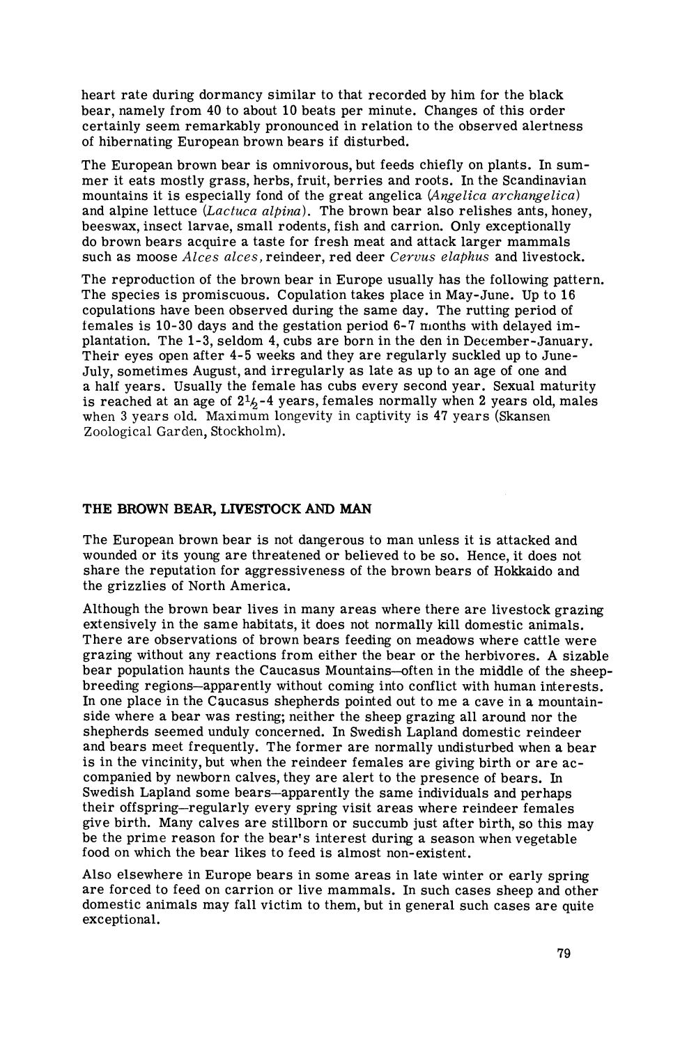heart rate during dormancy similar to that recorded by him for the black bear, namely from 40 to about 10 beats per minute. Changes of this order certainly seem remarkably pronounced in relation to the observed alertness of hibernating European brown bears if disturbed.

The European brown bear is omnivorous, but feeds chiefly on plants. In summer it eats mostly grass, herbs, fruit, berries and roots. In the Scandinavian mountains it is especially fond of the great angelica (*Angelica archangelica*) and alpine lettuce (*Lactuca alpina*). The brown bear also relishes ants, honey, beeswax, insect larvae, small rodents, fish and carrion. Only exceptionally do brown bears acquire a taste for fresh meat and attack larger mammals such as moose *Alces alces*, reindeer, red deer *Cervus elaphus* and livestock.

The reproduction of the brown bear in Europe usually has the following pattern. The species is promiscuous. Copulation takes place in May-June. Up to 16 copulations have been observed during the same day. The rutting period of females is 10-30 days and the gestation period 6-7 months with delayed implantation. The 1-3, seldom 4, cubs are born in the den in December-January. Their eyes open after 4-5 weeks and they are regularly suckled up to June-July, sometimes August, and irregularly as late as up to an age of one and a half years. Usually the female has cubs every second year. Sexual maturity is reached at an age of 2½-4 years, females normally when 2 years old, males when 3 years old. Maximum longevity in captivity is 47 years (Skansen Zoological Garden, Stockholm).

## THE BROWN BEAR, LIVESTOCK AND MAN

The European brown bear is not dangerous to man unless it is attacked and wounded or its young are threatened or believed to be so. Hence, it does not share the reputation for aggressiveness of the brown bears of Hokkaido and the grizzlies of North America.

Although the brown bear lives in many areas where there are livestock grazing extensively in the same habitats, it does not normally kill domestic animals. There are observations of brown bears feeding on meadows where cattle were grazing without any reactions from either the bear or the herbivores. A sizable bear population haunts the Caucasus Mountains—often in the middle of the sheep-breeding regions—apparently without coming into conflict with human interests. In one place in the Caucasus shepherds pointed out to me a cave in a mountainside where a bear was resting; neither the sheep grazing all around nor the shepherds seemed unduly concerned. In Swedish Lapland domestic reindeer and bears meet frequently. The former are normally undisturbed when a bear is in the vicinity, but when the reindeer females are giving birth or are accompanied by newborn calves, they are alert to the presence of bears. In Swedish Lapland some bears—apparently the same individuals and perhaps their offspring—regularly every spring visit areas where reindeer females give birth. Many calves are stillborn or succumb just after birth, so this may be the prime reason for the bear's interest during a season when vegetable food on which the bear likes to feed is almost non-existent.

Also elsewhere in Europe bears in some areas in late winter or early spring are forced to feed on carrion or live mammals. In such cases sheep and other domestic animals may fall victim to them, but in general such cases are quite exceptional.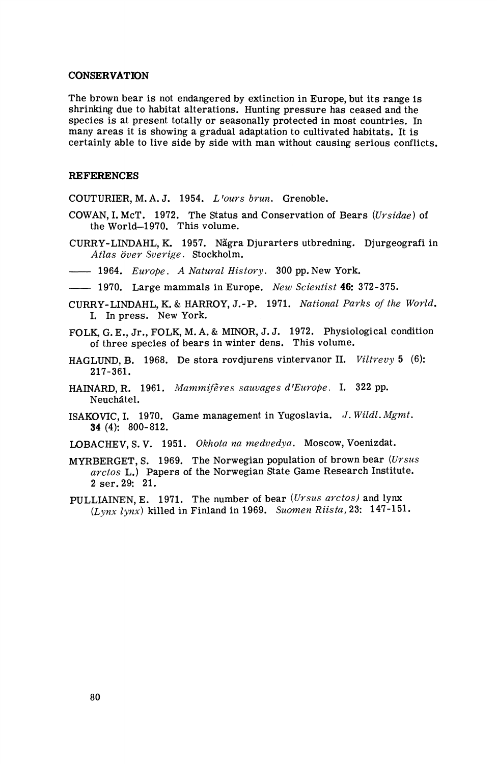## CONSERVATION

The brown bear is not endangered by extinction in Europe, but its range is shrinking due to habitat alterations. Hunting pressure has ceased and the species is at present totally or seasonally protected in most countries. In many areas it is showing a gradual adaptation to cultivated habitats. It is certainly able to live side by side with man without causing serious conflicts.

## REFERENCES

COUTURIER, M. A. J. 1954. *L'ours brun*. Grenoble.

COWAN, I. McT. 1972. The Status and Conservation of Bears (*Ursidae*) of the World—1970. This volume.

CURRY-LINDAHL, K. 1957. Năgra Djurarters utbredning. Djurgeografi in *Atlas över Sverige*. Stockholm.

—— 1964. *Europe. A Natural History*. 300 pp. New York.

—— 1970. Large mammals in Europe. *New Scientist* **46**: 372-375.

CURRY-LINDAHL, K. & HARROY, J.-P. 1971. *National Parks of the World*. I. In press. New York.

FOLK, G. E., Jr., FOLK, M. A. & MINOR, J. J. 1972. Physiological condition of three species of bears in winter dens. This volume.

HAGLUND, B. 1968. De stora rovdjurens vintervanor II. *Viltrevy* **5** (6): 217-361.

HAINARD, R. 1961. *Mammifères sauvages d'Europe*. I. 322 pp. Neuchâtel.

ISAKOVIC, I. 1970. Game management in Yugoslavia. *J. Wildl. Mgmt.* **34** (4): 800-812.

LOBACHEV, S. V. 1951. *Okhota na medvedya*. Moscow, Voenizdat.

MYRBERGET, S. 1969. The Norwegian population of brown bear (*Ursus arctos* L.) Papers of the Norwegian State Game Research Institute. 2 ser. 29: 21.

PULLIAINEN, E. 1971. The number of bear (*Ursus arctos*) and lynx (*Lynx lynx*) killed in Finland in 1969. *Suomen Riista*, 23: 147-151.